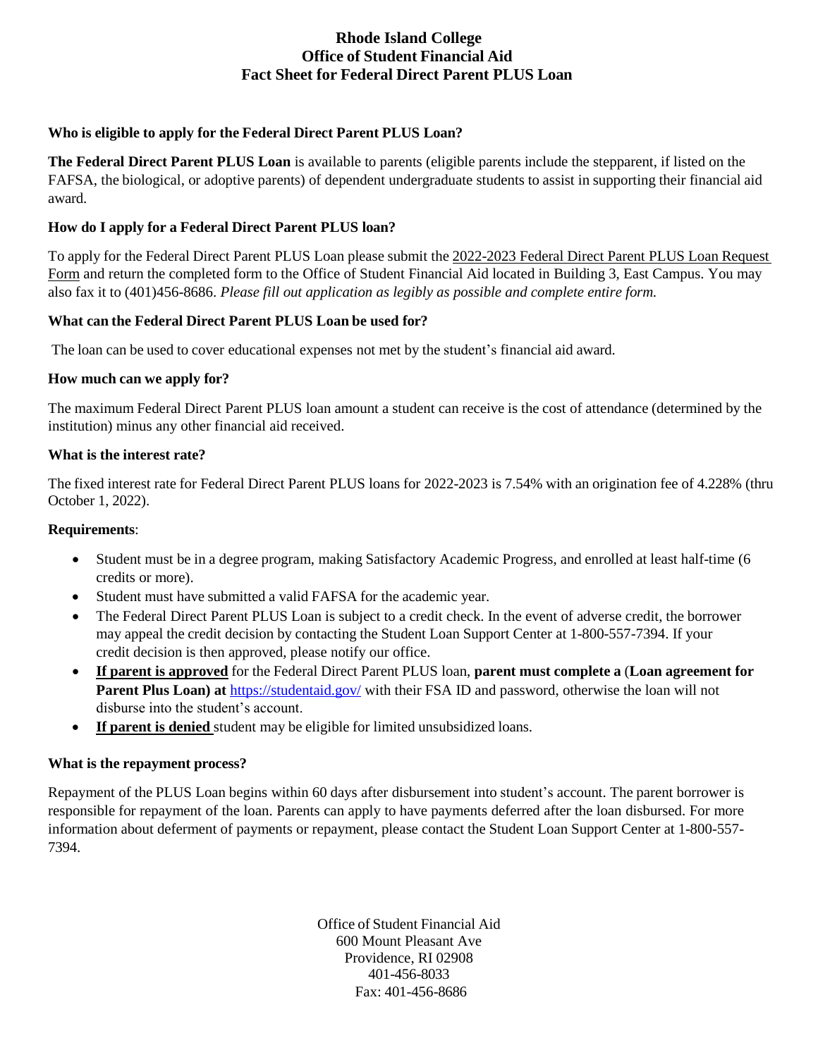# Rhode Island College
## Office of Student Financial Aid
## Fact Sheet for Federal Direct Parent PLUS Loan

### Who is eligible to apply for the Federal Direct Parent PLUS Loan?

**The Federal Direct Parent PLUS Loan** is available to parents (eligible parents include the stepparent, if listed on the FAFSA, the biological, or adoptive parents) of dependent undergraduate students to assist in supporting their financial aid award.

### How do I apply for a Federal Direct Parent PLUS loan?

To apply for the Federal Direct Parent PLUS Loan please submit the 2022-2023 Federal Direct Parent PLUS Loan Request Form and return the completed form to the Office of Student Financial Aid located in Building 3, East Campus. You may also fax it to (401)456-8686. *Please fill out application as legibly as possible and complete entire form.*

### What can the Federal Direct Parent PLUS Loan be used for?

The loan can be used to cover educational expenses not met by the student's financial aid award.

### How much can we apply for?

The maximum Federal Direct Parent PLUS loan amount a student can receive is the cost of attendance (determined by the institution) minus any other financial aid received.

### What is the interest rate?

The fixed interest rate for Federal Direct Parent PLUS loans for 2022-2023 is 7.54% with an origination fee of 4.228% (thru October 1, 2022).

**Requirements**:

- Student must be in a degree program, making Satisfactory Academic Progress, and enrolled at least half-time (6 credits or more).
- Student must have submitted a valid FAFSA for the academic year.
- The Federal Direct Parent PLUS Loan is subject to a credit check. In the event of adverse credit, the borrower may appeal the credit decision by contacting the Student Loan Support Center at 1-800-557-7394. If your credit decision is then approved, please notify our office.
- **If parent is approved** for the Federal Direct Parent PLUS loan, **parent must complete a (Loan agreement for Parent Plus Loan) at** https://studentaid.gov/ with their FSA ID and password, otherwise the loan will not disburse into the student's account.
- **If parent is denied** student may be eligible for limited unsubsidized loans.

### What is the repayment process?

Repayment of the PLUS Loan begins within 60 days after disbursement into student's account. The parent borrower is responsible for repayment of the loan. Parents can apply to have payments deferred after the loan disbursed. For more information about deferment of payments or repayment, please contact the Student Loan Support Center at 1-800-557-7394.

Office of Student Financial Aid
600 Mount Pleasant Ave
Providence, RI 02908
401-456-8033
Fax: 401-456-8686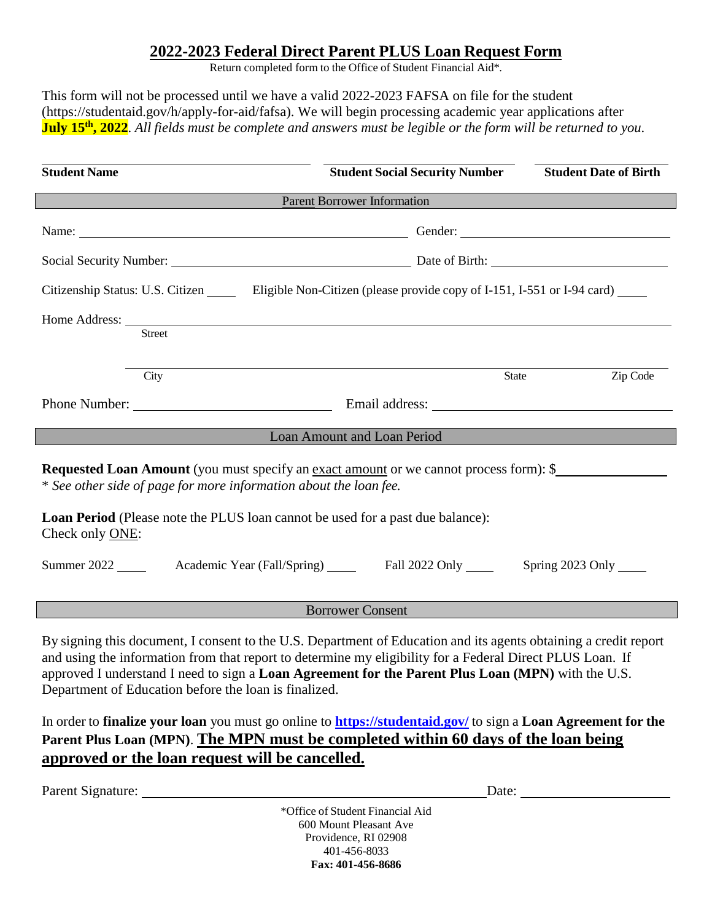# 2022-2023 Federal Direct Parent PLUS Loan Request Form

Return completed form to the Office of Student Financial Aid*.

This form will not be processed until we have a valid 2022-2023 FAFSA on file for the student (https://studentaid.gov/h/apply-for-aid/fafsa). We will begin processing academic year applications after **July 15th, 2022**. *All fields must be complete and answers must be legible or the form will be returned to you.*

**Student Name** ____________ **Student Social Security Number** ____________ **Student Date of Birth** ____________

## Parent Borrower Information

Name: ____________ Gender: ____________

Social Security Number: ____________ Date of Birth: ____________

Citizenship Status: U.S. Citizen ____ Eligible Non-Citizen (please provide copy of I-151, I-551 or I-94 card) ____

Home Address: ____________
Street

____________
City State Zip Code

Phone Number: ____________ Email address: ____________

## Loan Amount and Loan Period

**Requested Loan Amount** (you must specify an exact amount or we cannot process form): $____________
* *See other side of page for more information about the loan fee.*

**Loan Period** (Please note the PLUS loan cannot be used for a past due balance):
Check only ONE:

Summer 2022 ____ Academic Year (Fall/Spring) ____ Fall 2022 Only ____ Spring 2023 Only ____

## Borrower Consent

By signing this document, I consent to the U.S. Department of Education and its agents obtaining a credit report and using the information from that report to determine my eligibility for a Federal Direct PLUS Loan. If approved I understand I need to sign a **Loan Agreement for the Parent Plus Loan (MPN)** with the U.S. Department of Education before the loan is finalized.

In order to **finalize your loan** you must go online to **https://studentaid.gov/** to sign a **Loan Agreement for the Parent Plus Loan (MPN)**. **The MPN must be completed within 60 days of the loan being approved or the loan request will be cancelled.**

Parent Signature: ____________ Date: ____________

*Office of Student Financial Aid
600 Mount Pleasant Ave
Providence, RI 02908
401-456-8033
**Fax: 401-456-8686**